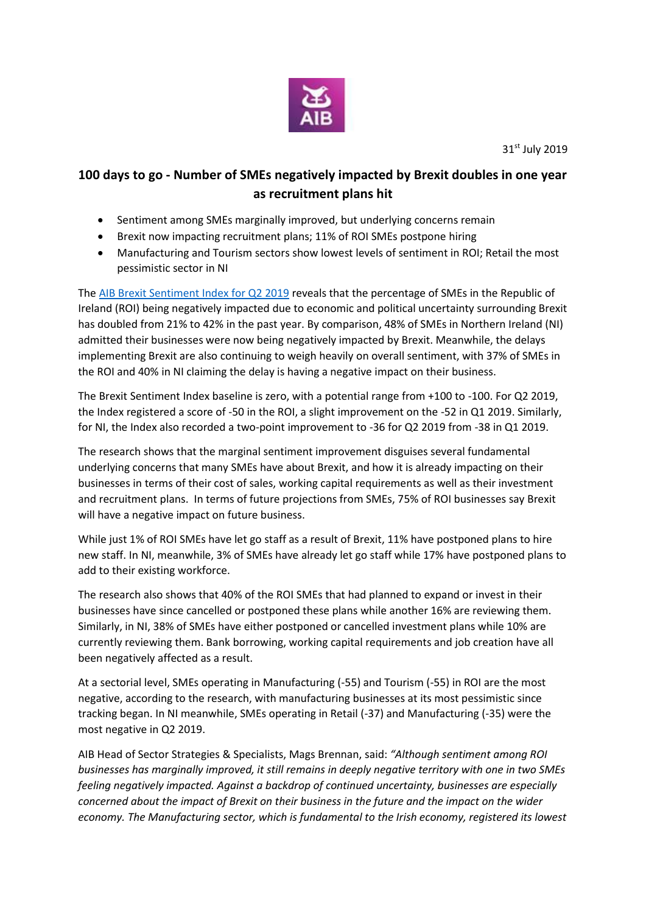31st July 2019

# 100 days to go - Number of SMEs negatively impacted by Brexit doubles in one year as recruitment plans hit

- Sentiment among SMEs marginally improved, but underlying concerns remain
- Brexit now impacting recruitment plans; 11% of ROI SMEs postpone hiring
- Manufacturing and Tourism sectors show lowest levels of sentiment in ROI; Retail the most pessimistic sector in NI

The AIB Brexit Sentiment Index for Q2 2019 reveals that the percentage of SMEs in the Republic of Ireland (ROI) being negatively impacted due to economic and political uncertainty surrounding Brexit has doubled from 21% to 42% in the past year. By comparison, 48% of SMEs in Northern Ireland (NI) admitted their businesses were now being negatively impacted by Brexit. Meanwhile, the delays implementing Brexit are also continuing to weigh heavily on overall sentiment, with 37% of SMEs in the ROI and 40% in NI claiming the delay is having a negative impact on their business.

The Brexit Sentiment Index baseline is zero, with a potential range from +100 to -100. For Q2 2019, the Index registered a score of -50 in the ROI, a slight improvement on the -52 in Q1 2019. Similarly, for NI, the Index also recorded a two-point improvement to -36 for Q2 2019 from -38 in Q1 2019.

The research shows that the marginal sentiment improvement disguises several fundamental underlying concerns that many SMEs have about Brexit, and how it is already impacting on their businesses in terms of their cost of sales, working capital requirements as well as their investment and recruitment plans. In terms of future projections from SMEs, 75% of ROI businesses say Brexit will have a negative impact on future business.

While just 1% of ROI SMEs have let go staff as a result of Brexit, 11% have postponed plans to hire new staff. In NI, meanwhile, 3% of SMEs have already let go staff while 17% have postponed plans to add to their existing workforce.

The research also shows that 40% of the ROI SMEs that had planned to expand or invest in their businesses have since cancelled or postponed these plans while another 16% are reviewing them. Similarly, in NI, 38% of SMEs have either postponed or cancelled investment plans while 10% are currently reviewing them. Bank borrowing, working capital requirements and job creation have all been negatively affected as a result.

At a sectorial level, SMEs operating in Manufacturing (-55) and Tourism (-55) in ROI are the most negative, according to the research, with manufacturing businesses at its most pessimistic since tracking began. In NI meanwhile, SMEs operating in Retail (-37) and Manufacturing (-35) were the most negative in Q2 2019.

AIB Head of Sector Strategies & Specialists, Mags Brennan, said: *"Although sentiment among ROI businesses has marginally improved, it still remains in deeply negative territory with one in two SMEs feeling negatively impacted. Against a backdrop of continued uncertainty, businesses are especially concerned about the impact of Brexit on their business in the future and the impact on the wider economy. The Manufacturing sector, which is fundamental to the Irish economy, registered its lowest*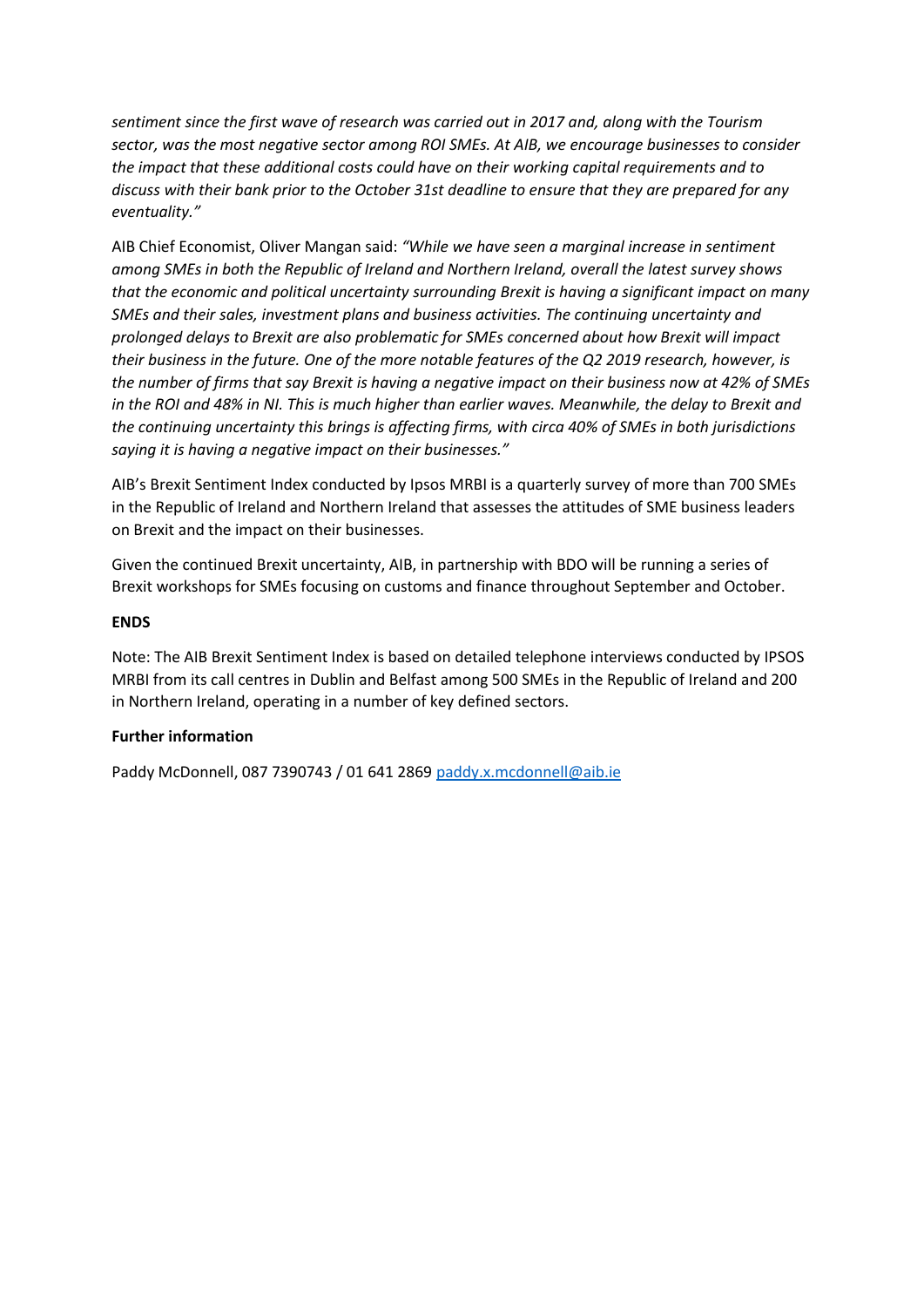*sentiment since the first wave of research was carried out in 2017 and, along with the Tourism sector, was the most negative sector among ROI SMEs. At AIB, we encourage businesses to consider the impact that these additional costs could have on their working capital requirements and to discuss with their bank prior to the October 31st deadline to ensure that they are prepared for any eventuality."*

AIB Chief Economist, Oliver Mangan said: *"While we have seen a marginal increase in sentiment among SMEs in both the Republic of Ireland and Northern Ireland, overall the latest survey shows that the economic and political uncertainty surrounding Brexit is having a significant impact on many SMEs and their sales, investment plans and business activities. The continuing uncertainty and prolonged delays to Brexit are also problematic for SMEs concerned about how Brexit will impact their business in the future. One of the more notable features of the Q2 2019 research, however, is the number of firms that say Brexit is having a negative impact on their business now at 42% of SMEs in the ROI and 48% in NI. This is much higher than earlier waves. Meanwhile, the delay to Brexit and the continuing uncertainty this brings is affecting firms, with circa 40% of SMEs in both jurisdictions saying it is having a negative impact on their businesses."*

AIB's Brexit Sentiment Index conducted by Ipsos MRBI is a quarterly survey of more than 700 SMEs in the Republic of Ireland and Northern Ireland that assesses the attitudes of SME business leaders on Brexit and the impact on their businesses.

Given the continued Brexit uncertainty, AIB, in partnership with BDO will be running a series of Brexit workshops for SMEs focusing on customs and finance throughout September and October.

**ENDS**

Note: The AIB Brexit Sentiment Index is based on detailed telephone interviews conducted by IPSOS MRBI from its call centres in Dublin and Belfast among 500 SMEs in the Republic of Ireland and 200 in Northern Ireland, operating in a number of key defined sectors.

**Further information**

Paddy McDonnell, 087 7390743 / 01 641 2869 paddy.x.mcdonnell@aib.ie